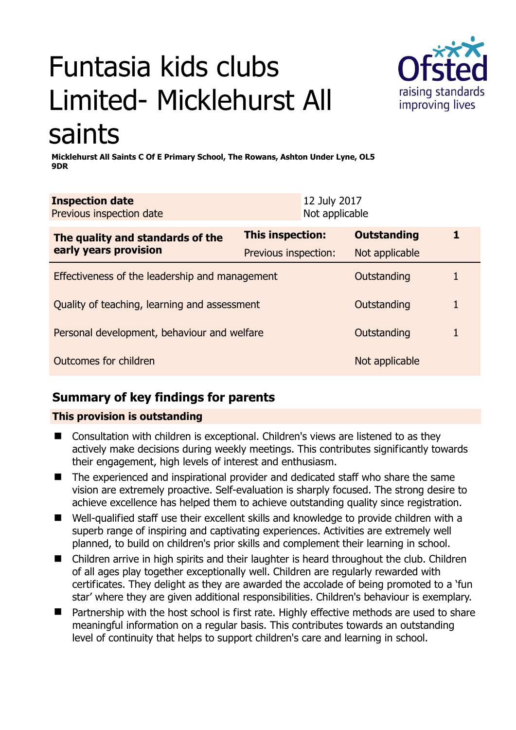# Funtasia kids clubs Limited- Micklehurst All saints

**Micklehurst All Saints C Of E Primary School, The Rowans, Ashton Under Lyne, OL5 9DR**

| **Inspection date** | 12 July 2017 |
|---|---|
| Previous inspection date | Not applicable |

| **The quality and standards of the early years provision** | **This inspection:** | **Outstanding** | **1** |
|---|---|---|---|
| | Previous inspection: | Not applicable | |
| Effectiveness of the leadership and management | | Outstanding | 1 |
| Quality of teaching, learning and assessment | | Outstanding | 1 |
| Personal development, behaviour and welfare | | Outstanding | 1 |
| Outcomes for children | | Not applicable | |

## Summary of key findings for parents

**This provision is outstanding**

- Consultation with children is exceptional. Children's views are listened to as they actively make decisions during weekly meetings. This contributes significantly towards their engagement, high levels of interest and enthusiasm.
- The experienced and inspirational provider and dedicated staff who share the same vision are extremely proactive. Self-evaluation is sharply focused. The strong desire to achieve excellence has helped them to achieve outstanding quality since registration.
- Well-qualified staff use their excellent skills and knowledge to provide children with a superb range of inspiring and captivating experiences. Activities are extremely well planned, to build on children's prior skills and complement their learning in school.
- Children arrive in high spirits and their laughter is heard throughout the club. Children of all ages play together exceptionally well. Children are regularly rewarded with certificates. They delight as they are awarded the accolade of being promoted to a 'fun star' where they are given additional responsibilities. Children's behaviour is exemplary.
- Partnership with the host school is first rate. Highly effective methods are used to share meaningful information on a regular basis. This contributes towards an outstanding level of continuity that helps to support children's care and learning in school.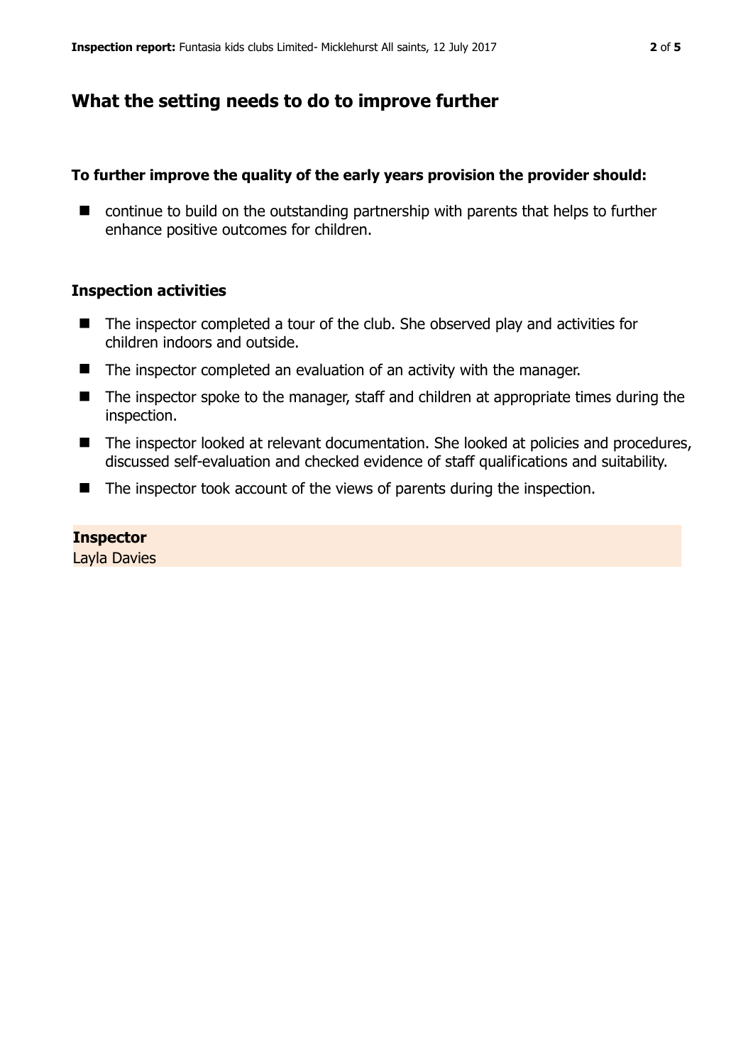## What the setting needs to do to improve further

**To further improve the quality of the early years provision the provider should:**

- continue to build on the outstanding partnership with parents that helps to further enhance positive outcomes for children.

### Inspection activities

- The inspector completed a tour of the club. She observed play and activities for children indoors and outside.
- The inspector completed an evaluation of an activity with the manager.
- The inspector spoke to the manager, staff and children at appropriate times during the inspection.
- The inspector looked at relevant documentation. She looked at policies and procedures, discussed self-evaluation and checked evidence of staff qualifications and suitability.
- The inspector took account of the views of parents during the inspection.

**Inspector**
Layla Davies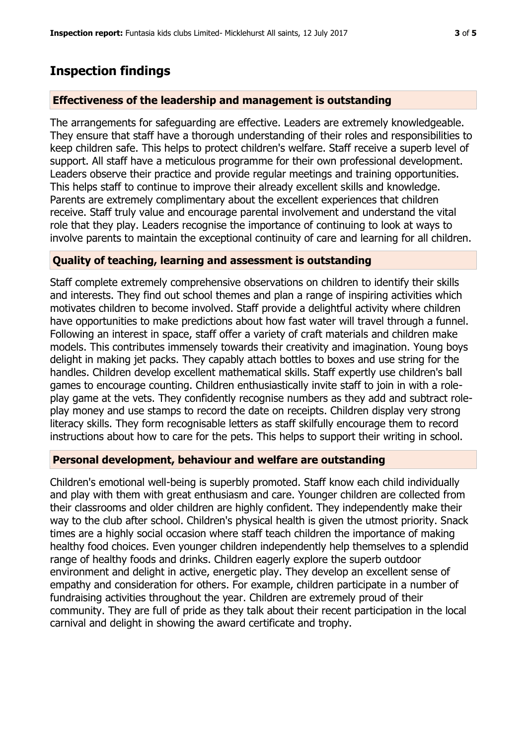# Inspection findings

### Effectiveness of the leadership and management is outstanding

The arrangements for safeguarding are effective. Leaders are extremely knowledgeable. They ensure that staff have a thorough understanding of their roles and responsibilities to keep children safe. This helps to protect children's welfare. Staff receive a superb level of support. All staff have a meticulous programme for their own professional development. Leaders observe their practice and provide regular meetings and training opportunities. This helps staff to continue to improve their already excellent skills and knowledge. Parents are extremely complimentary about the excellent experiences that children receive. Staff truly value and encourage parental involvement and understand the vital role that they play. Leaders recognise the importance of continuing to look at ways to involve parents to maintain the exceptional continuity of care and learning for all children.

### Quality of teaching, learning and assessment is outstanding

Staff complete extremely comprehensive observations on children to identify their skills and interests. They find out school themes and plan a range of inspiring activities which motivates children to become involved. Staff provide a delightful activity where children have opportunities to make predictions about how fast water will travel through a funnel. Following an interest in space, staff offer a variety of craft materials and children make models. This contributes immensely towards their creativity and imagination. Young boys delight in making jet packs. They capably attach bottles to boxes and use string for the handles. Children develop excellent mathematical skills. Staff expertly use children's ball games to encourage counting. Children enthusiastically invite staff to join in with a role-play game at the vets. They confidently recognise numbers as they add and subtract role-play money and use stamps to record the date on receipts. Children display very strong literacy skills. They form recognisable letters as staff skilfully encourage them to record instructions about how to care for the pets. This helps to support their writing in school.

### Personal development, behaviour and welfare are outstanding

Children's emotional well-being is superbly promoted. Staff know each child individually and play with them with great enthusiasm and care. Younger children are collected from their classrooms and older children are highly confident. They independently make their way to the club after school. Children's physical health is given the utmost priority. Snack times are a highly social occasion where staff teach children the importance of making healthy food choices. Even younger children independently help themselves to a splendid range of healthy foods and drinks. Children eagerly explore the superb outdoor environment and delight in active, energetic play. They develop an excellent sense of empathy and consideration for others. For example, children participate in a number of fundraising activities throughout the year. Children are extremely proud of their community. They are full of pride as they talk about their recent participation in the local carnival and delight in showing the award certificate and trophy.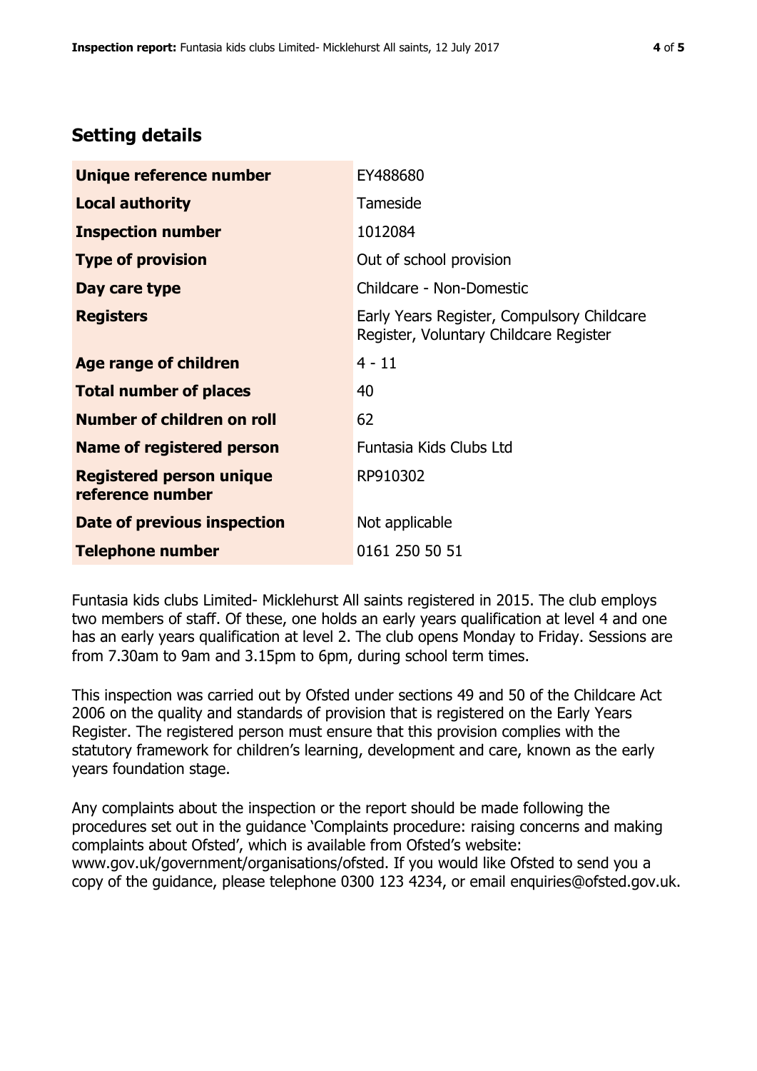## Setting details

| | |
|---|---|
| **Unique reference number** | EY488680 |
| **Local authority** | Tameside |
| **Inspection number** | 1012084 |
| **Type of provision** | Out of school provision |
| **Day care type** | Childcare - Non-Domestic |
| **Registers** | Early Years Register, Compulsory Childcare Register, Voluntary Childcare Register |
| **Age range of children** | 4 - 11 |
| **Total number of places** | 40 |
| **Number of children on roll** | 62 |
| **Name of registered person** | Funtasia Kids Clubs Ltd |
| **Registered person unique reference number** | RP910302 |
| **Date of previous inspection** | Not applicable |
| **Telephone number** | 0161 250 50 51 |

Funtasia kids clubs Limited- Micklehurst All saints registered in 2015. The club employs two members of staff. Of these, one holds an early years qualification at level 4 and one has an early years qualification at level 2. The club opens Monday to Friday. Sessions are from 7.30am to 9am and 3.15pm to 6pm, during school term times.

This inspection was carried out by Ofsted under sections 49 and 50 of the Childcare Act 2006 on the quality and standards of provision that is registered on the Early Years Register. The registered person must ensure that this provision complies with the statutory framework for children's learning, development and care, known as the early years foundation stage.

Any complaints about the inspection or the report should be made following the procedures set out in the guidance 'Complaints procedure: raising concerns and making complaints about Ofsted', which is available from Ofsted's website: www.gov.uk/government/organisations/ofsted. If you would like Ofsted to send you a copy of the guidance, please telephone 0300 123 4234, or email enquiries@ofsted.gov.uk.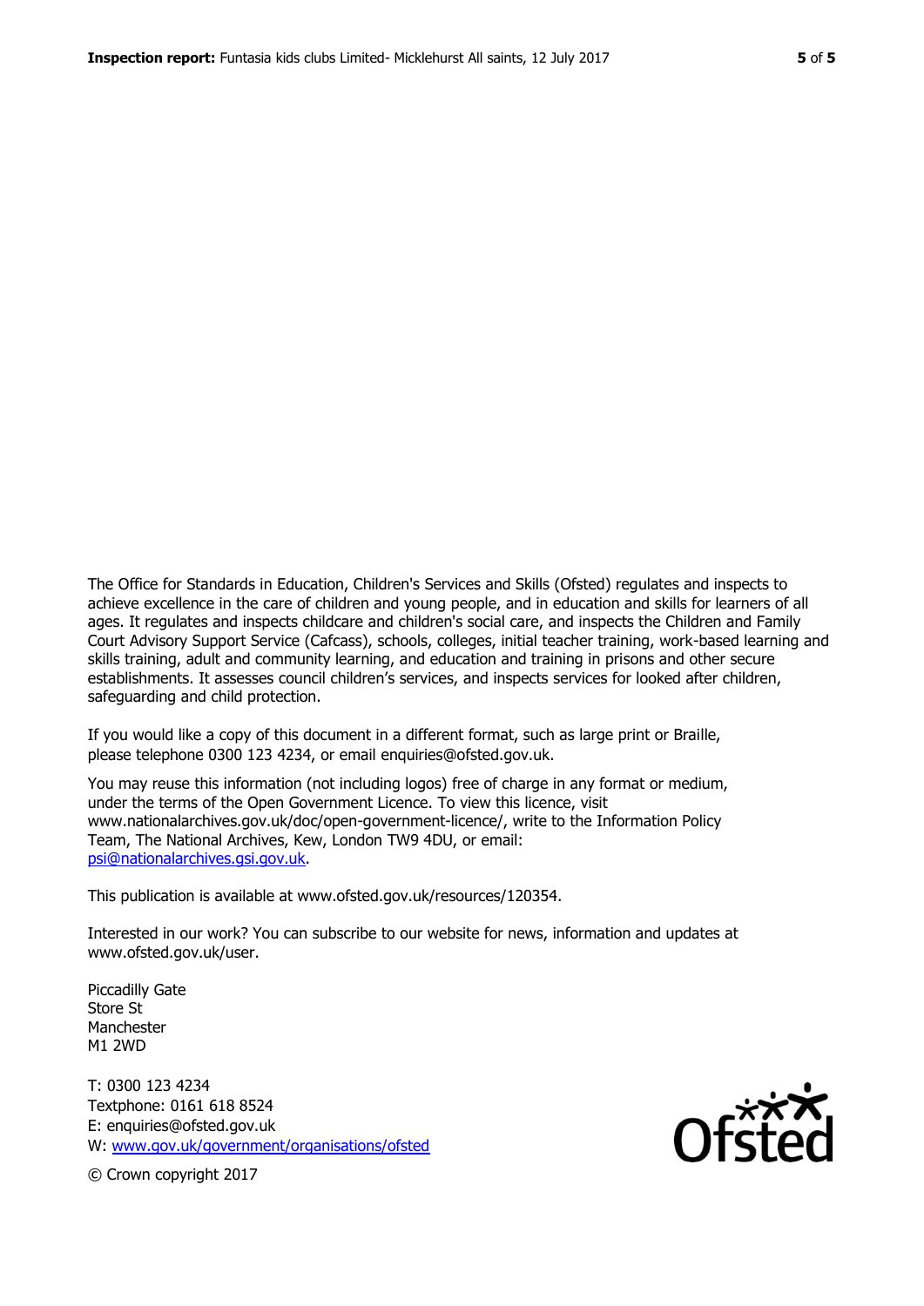The Office for Standards in Education, Children's Services and Skills (Ofsted) regulates and inspects to achieve excellence in the care of children and young people, and in education and skills for learners of all ages. It regulates and inspects childcare and children's social care, and inspects the Children and Family Court Advisory Support Service (Cafcass), schools, colleges, initial teacher training, work-based learning and skills training, adult and community learning, and education and training in prisons and other secure establishments. It assesses council children's services, and inspects services for looked after children, safeguarding and child protection.

If you would like a copy of this document in a different format, such as large print or Braille, please telephone 0300 123 4234, or email enquiries@ofsted.gov.uk.

You may reuse this information (not including logos) free of charge in any format or medium, under the terms of the Open Government Licence. To view this licence, visit www.nationalarchives.gov.uk/doc/open-government-licence/, write to the Information Policy Team, The National Archives, Kew, London TW9 4DU, or email: psi@nationalarchives.gsi.gov.uk.

This publication is available at www.ofsted.gov.uk/resources/120354.

Interested in our work? You can subscribe to our website for news, information and updates at www.ofsted.gov.uk/user.

Piccadilly Gate
Store St
Manchester
M1 2WD

T: 0300 123 4234
Textphone: 0161 618 8524
E: enquiries@ofsted.gov.uk
W: www.gov.uk/government/organisations/ofsted

© Crown copyright 2017